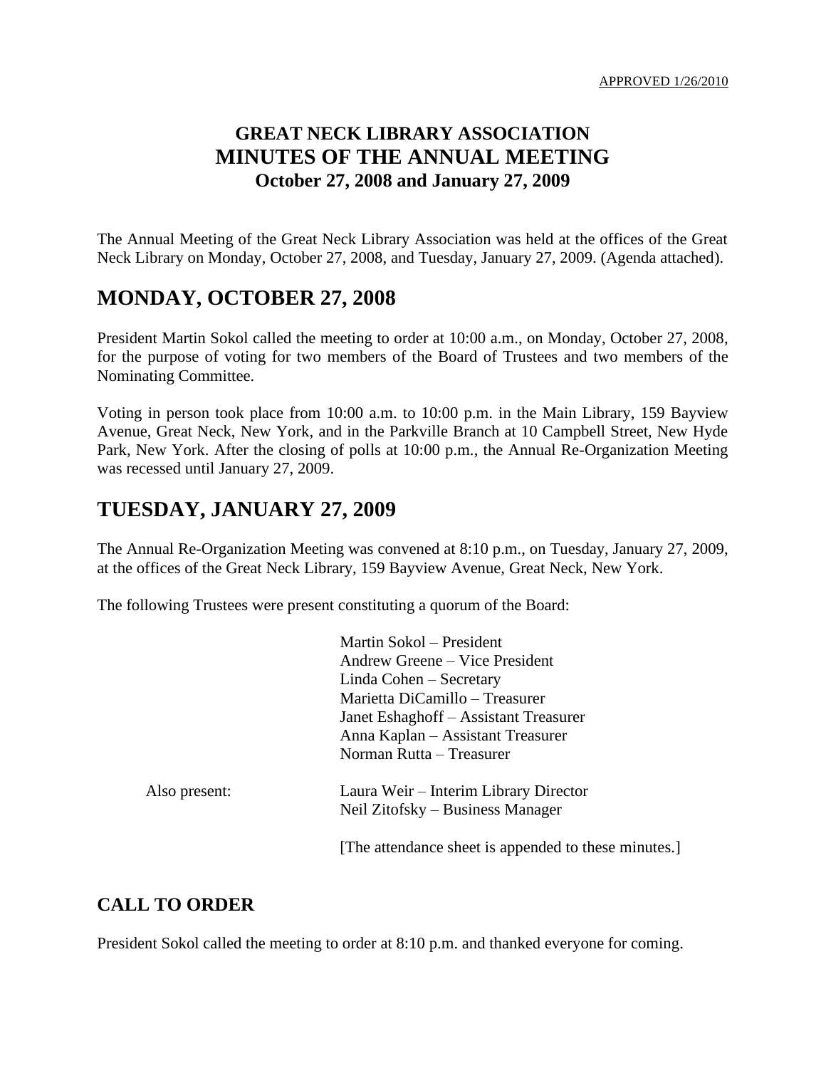APPROVED 1/26/2010

# GREAT NECK LIBRARY ASSOCIATION
# MINUTES OF THE ANNUAL MEETING
### October 27, 2008 and January 27, 2009

The Annual Meeting of the Great Neck Library Association was held at the offices of the Great Neck Library on Monday, October 27, 2008, and Tuesday, January 27, 2009. (Agenda attached).

## MONDAY, OCTOBER 27, 2008

President Martin Sokol called the meeting to order at 10:00 a.m., on Monday, October 27, 2008, for the purpose of voting for two members of the Board of Trustees and two members of the Nominating Committee.

Voting in person took place from 10:00 a.m. to 10:00 p.m. in the Main Library, 159 Bayview Avenue, Great Neck, New York, and in the Parkville Branch at 10 Campbell Street, New Hyde Park, New York. After the closing of polls at 10:00 p.m., the Annual Re-Organization Meeting was recessed until January 27, 2009.

## TUESDAY, JANUARY 27, 2009

The Annual Re-Organization Meeting was convened at 8:10 p.m., on Tuesday, January 27, 2009, at the offices of the Great Neck Library, 159 Bayview Avenue, Great Neck, New York.

The following Trustees were present constituting a quorum of the Board:

Martin Sokol – President
Andrew Greene – Vice President
Linda Cohen – Secretary
Marietta DiCamillo – Treasurer
Janet Eshaghoff – Assistant Treasurer
Anna Kaplan – Assistant Treasurer
Norman Rutta – Treasurer

Also present:

Laura Weir – Interim Library Director
Neil Zitofsky – Business Manager

[The attendance sheet is appended to these minutes.]

### CALL TO ORDER

President Sokol called the meeting to order at 8:10 p.m. and thanked everyone for coming.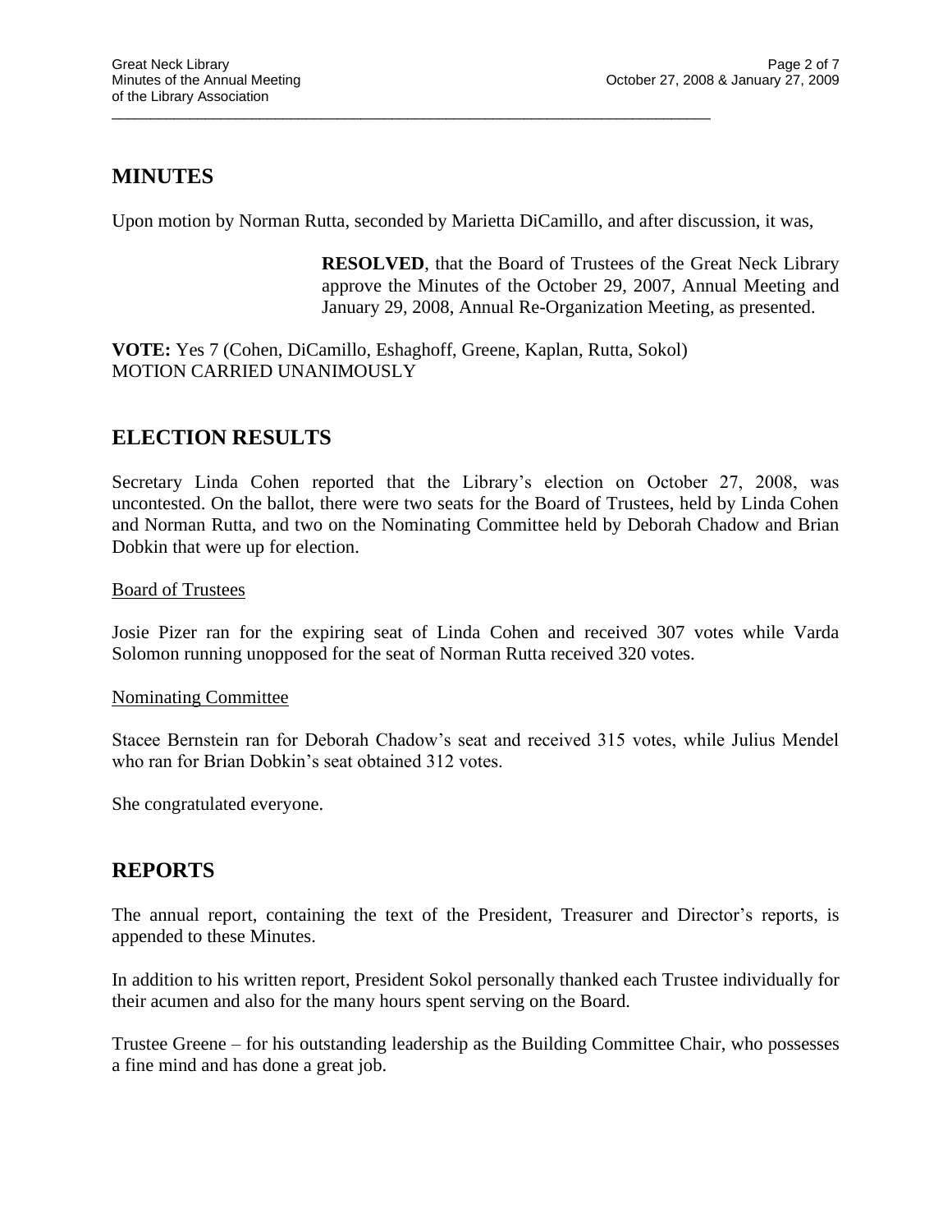## MINUTES

Upon motion by Norman Rutta, seconded by Marietta DiCamillo, and after discussion, it was,

> **RESOLVED**, that the Board of Trustees of the Great Neck Library approve the Minutes of the October 29, 2007, Annual Meeting and January 29, 2008, Annual Re-Organization Meeting, as presented.

**VOTE:** Yes 7 (Cohen, DiCamillo, Eshaghoff, Greene, Kaplan, Rutta, Sokol)
MOTION CARRIED UNANIMOUSLY

## ELECTION RESULTS

Secretary Linda Cohen reported that the Library's election on October 27, 2008, was uncontested. On the ballot, there were two seats for the Board of Trustees, held by Linda Cohen and Norman Rutta, and two on the Nominating Committee held by Deborah Chadow and Brian Dobkin that were up for election.

<u>Board of Trustees</u>

Josie Pizer ran for the expiring seat of Linda Cohen and received 307 votes while Varda Solomon running unopposed for the seat of Norman Rutta received 320 votes.

<u>Nominating Committee</u>

Stacee Bernstein ran for Deborah Chadow's seat and received 315 votes, while Julius Mendel who ran for Brian Dobkin's seat obtained 312 votes.

She congratulated everyone.

## REPORTS

The annual report, containing the text of the President, Treasurer and Director's reports, is appended to these Minutes.

In addition to his written report, President Sokol personally thanked each Trustee individually for their acumen and also for the many hours spent serving on the Board.

Trustee Greene – for his outstanding leadership as the Building Committee Chair, who possesses a fine mind and has done a great job.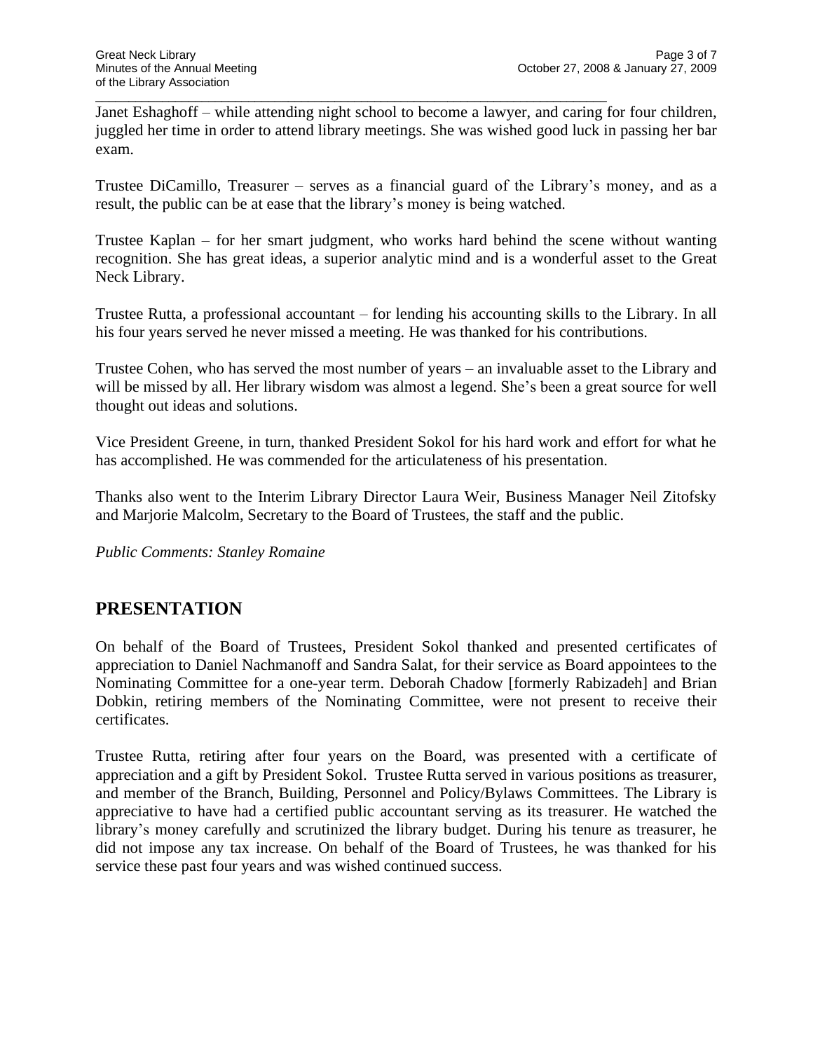Janet Eshaghoff – while attending night school to become a lawyer, and caring for four children, juggled her time in order to attend library meetings. She was wished good luck in passing her bar exam.

Trustee DiCamillo, Treasurer – serves as a financial guard of the Library's money, and as a result, the public can be at ease that the library's money is being watched.

Trustee Kaplan – for her smart judgment, who works hard behind the scene without wanting recognition. She has great ideas, a superior analytic mind and is a wonderful asset to the Great Neck Library.

Trustee Rutta, a professional accountant – for lending his accounting skills to the Library. In all his four years served he never missed a meeting. He was thanked for his contributions.

Trustee Cohen, who has served the most number of years – an invaluable asset to the Library and will be missed by all. Her library wisdom was almost a legend. She's been a great source for well thought out ideas and solutions.

Vice President Greene, in turn, thanked President Sokol for his hard work and effort for what he has accomplished. He was commended for the articulateness of his presentation.

Thanks also went to the Interim Library Director Laura Weir, Business Manager Neil Zitofsky and Marjorie Malcolm, Secretary to the Board of Trustees, the staff and the public.

*Public Comments: Stanley Romaine*

## PRESENTATION

On behalf of the Board of Trustees, President Sokol thanked and presented certificates of appreciation to Daniel Nachmanoff and Sandra Salat, for their service as Board appointees to the Nominating Committee for a one-year term. Deborah Chadow [formerly Rabizadeh] and Brian Dobkin, retiring members of the Nominating Committee, were not present to receive their certificates.

Trustee Rutta, retiring after four years on the Board, was presented with a certificate of appreciation and a gift by President Sokol. Trustee Rutta served in various positions as treasurer, and member of the Branch, Building, Personnel and Policy/Bylaws Committees. The Library is appreciative to have had a certified public accountant serving as its treasurer. He watched the library's money carefully and scrutinized the library budget. During his tenure as treasurer, he did not impose any tax increase. On behalf of the Board of Trustees, he was thanked for his service these past four years and was wished continued success.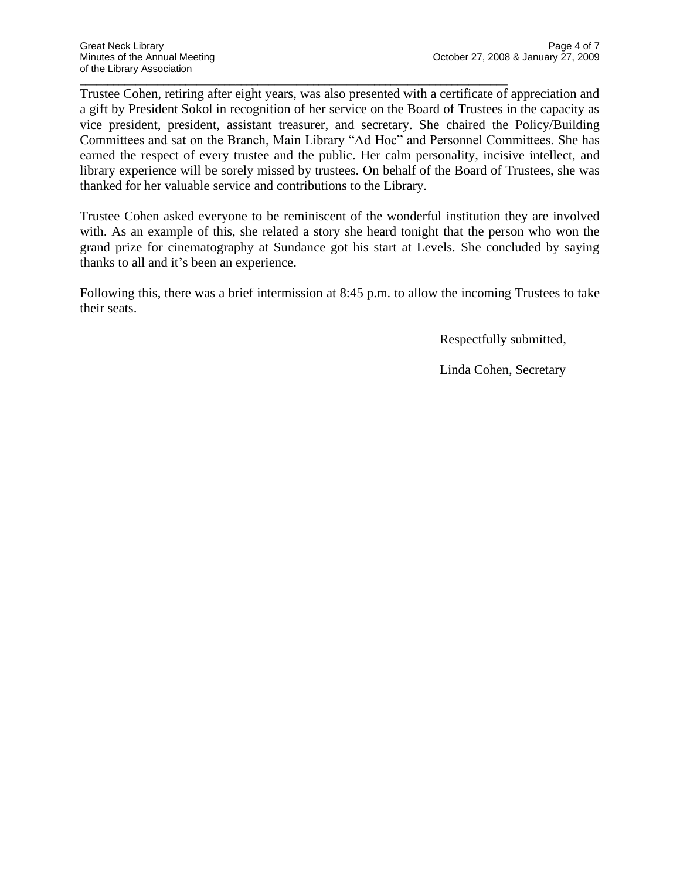Trustee Cohen, retiring after eight years, was also presented with a certificate of appreciation and a gift by President Sokol in recognition of her service on the Board of Trustees in the capacity as vice president, president, assistant treasurer, and secretary. She chaired the Policy/Building Committees and sat on the Branch, Main Library "Ad Hoc" and Personnel Committees. She has earned the respect of every trustee and the public. Her calm personality, incisive intellect, and library experience will be sorely missed by trustees. On behalf of the Board of Trustees, she was thanked for her valuable service and contributions to the Library.

Trustee Cohen asked everyone to be reminiscent of the wonderful institution they are involved with. As an example of this, she related a story she heard tonight that the person who won the grand prize for cinematography at Sundance got his start at Levels. She concluded by saying thanks to all and it's been an experience.

Following this, there was a brief intermission at 8:45 p.m. to allow the incoming Trustees to take their seats.

Respectfully submitted,

Linda Cohen, Secretary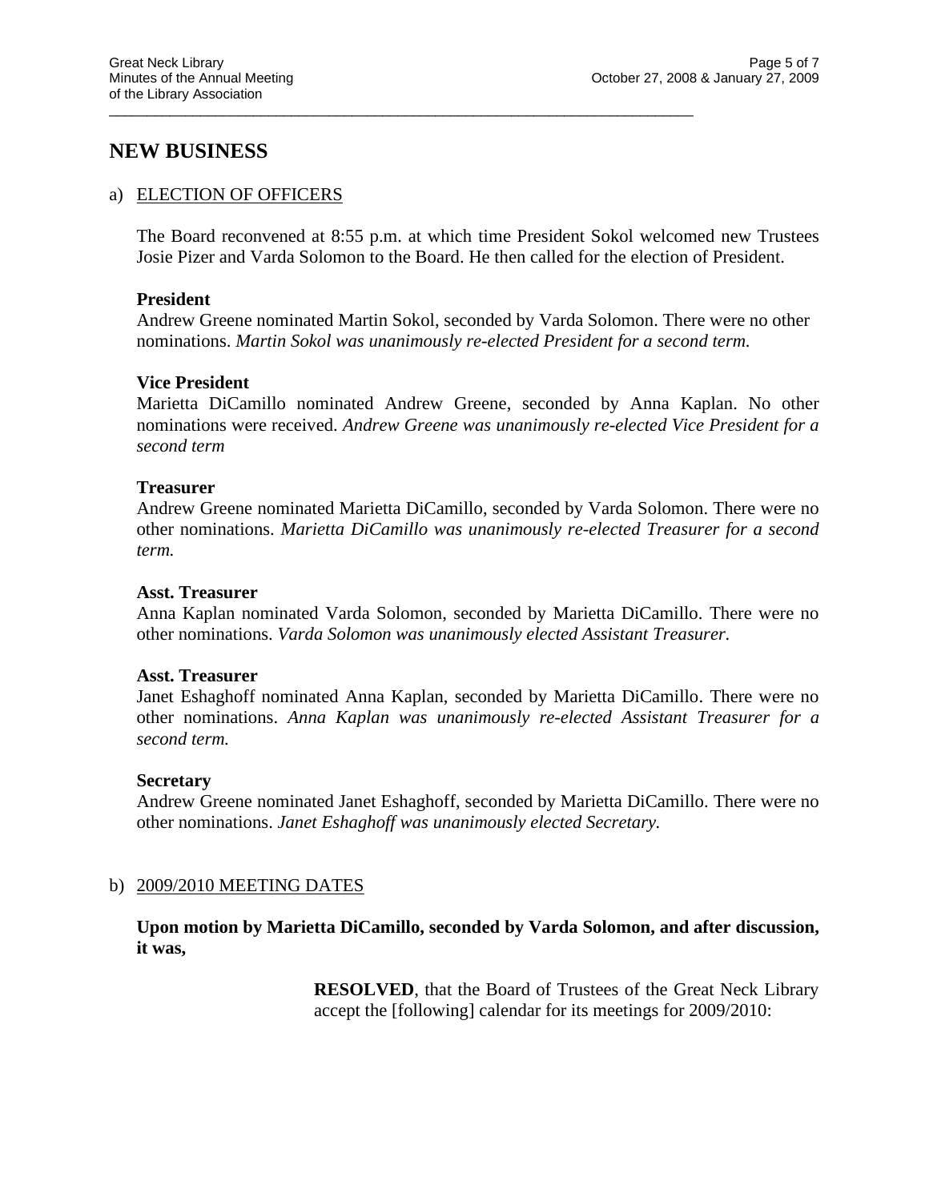## NEW BUSINESS

a) ELECTION OF OFFICERS

The Board reconvened at 8:55 p.m. at which time President Sokol welcomed new Trustees Josie Pizer and Varda Solomon to the Board. He then called for the election of President.

**President**
Andrew Greene nominated Martin Sokol, seconded by Varda Solomon. There were no other nominations. *Martin Sokol was unanimously re-elected President for a second term.*

**Vice President**
Marietta DiCamillo nominated Andrew Greene, seconded by Anna Kaplan. No other nominations were received. *Andrew Greene was unanimously re-elected Vice President for a second term*

**Treasurer**
Andrew Greene nominated Marietta DiCamillo, seconded by Varda Solomon. There were no other nominations. *Marietta DiCamillo was unanimously re-elected Treasurer for a second term.*

**Asst. Treasurer**
Anna Kaplan nominated Varda Solomon, seconded by Marietta DiCamillo. There were no other nominations. *Varda Solomon was unanimously elected Assistant Treasurer.*

**Asst. Treasurer**
Janet Eshaghoff nominated Anna Kaplan, seconded by Marietta DiCamillo. There were no other nominations. *Anna Kaplan was unanimously re-elected Assistant Treasurer for a second term.*

**Secretary**
Andrew Greene nominated Janet Eshaghoff, seconded by Marietta DiCamillo. There were no other nominations. *Janet Eshaghoff was unanimously elected Secretary.*

b) 2009/2010 MEETING DATES

**Upon motion by Marietta DiCamillo, seconded by Varda Solomon, and after discussion, it was,**

> **RESOLVED**, that the Board of Trustees of the Great Neck Library accept the [following] calendar for its meetings for 2009/2010: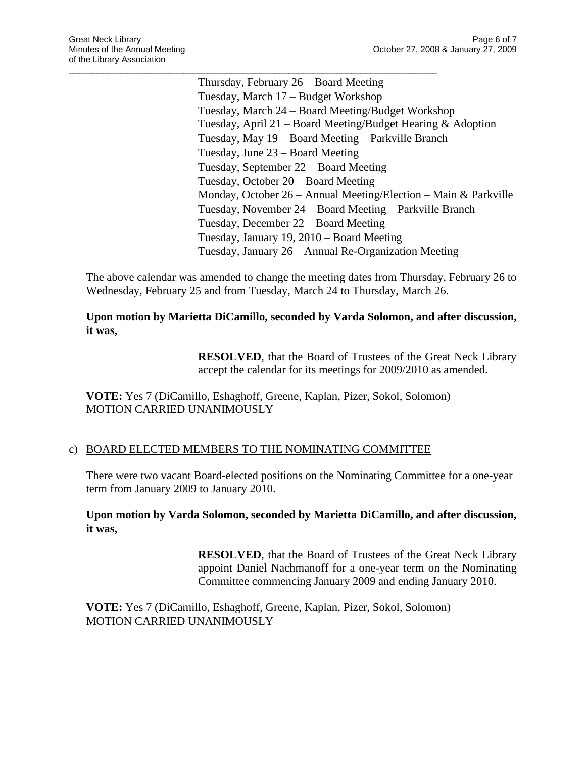Thursday, February 26 – Board Meeting
Tuesday, March 17 – Budget Workshop
Tuesday, March 24 – Board Meeting/Budget Workshop
Tuesday, April 21 – Board Meeting/Budget Hearing & Adoption
Tuesday, May 19 – Board Meeting – Parkville Branch
Tuesday, June 23 – Board Meeting
Tuesday, September 22 – Board Meeting
Tuesday, October 20 – Board Meeting
Monday, October 26 – Annual Meeting/Election – Main & Parkville
Tuesday, November 24 – Board Meeting – Parkville Branch
Tuesday, December 22 – Board Meeting
Tuesday, January 19, 2010 – Board Meeting
Tuesday, January 26 – Annual Re-Organization Meeting

The above calendar was amended to change the meeting dates from Thursday, February 26 to Wednesday, February 25 and from Tuesday, March 24 to Thursday, March 26.

**Upon motion by Marietta DiCamillo, seconded by Varda Solomon, and after discussion, it was,**

> **RESOLVED**, that the Board of Trustees of the Great Neck Library accept the calendar for its meetings for 2009/2010 as amended.

**VOTE:** Yes 7 (DiCamillo, Eshaghoff, Greene, Kaplan, Pizer, Sokol, Solomon)
MOTION CARRIED UNANIMOUSLY

c) BOARD ELECTED MEMBERS TO THE NOMINATING COMMITTEE

There were two vacant Board-elected positions on the Nominating Committee for a one-year term from January 2009 to January 2010.

**Upon motion by Varda Solomon, seconded by Marietta DiCamillo, and after discussion, it was,**

> **RESOLVED**, that the Board of Trustees of the Great Neck Library appoint Daniel Nachmanoff for a one-year term on the Nominating Committee commencing January 2009 and ending January 2010.

**VOTE:** Yes 7 (DiCamillo, Eshaghoff, Greene, Kaplan, Pizer, Sokol, Solomon)
MOTION CARRIED UNANIMOUSLY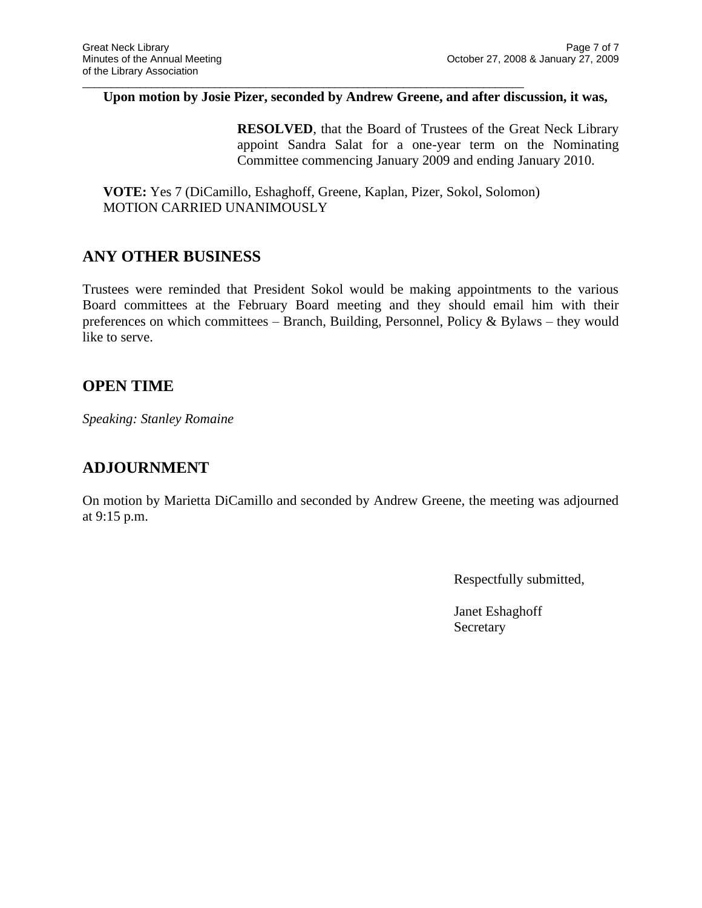**Upon motion by Josie Pizer, seconded by Andrew Greene, and after discussion, it was,**

> **RESOLVED**, that the Board of Trustees of the Great Neck Library appoint Sandra Salat for a one-year term on the Nominating Committee commencing January 2009 and ending January 2010.

**VOTE:** Yes 7 (DiCamillo, Eshaghoff, Greene, Kaplan, Pizer, Sokol, Solomon)
MOTION CARRIED UNANIMOUSLY

## ANY OTHER BUSINESS

Trustees were reminded that President Sokol would be making appointments to the various Board committees at the February Board meeting and they should email him with their preferences on which committees – Branch, Building, Personnel, Policy & Bylaws – they would like to serve.

## OPEN TIME

*Speaking: Stanley Romaine*

## ADJOURNMENT

On motion by Marietta DiCamillo and seconded by Andrew Greene, the meeting was adjourned at 9:15 p.m.

Respectfully submitted,

Janet Eshaghoff
Secretary